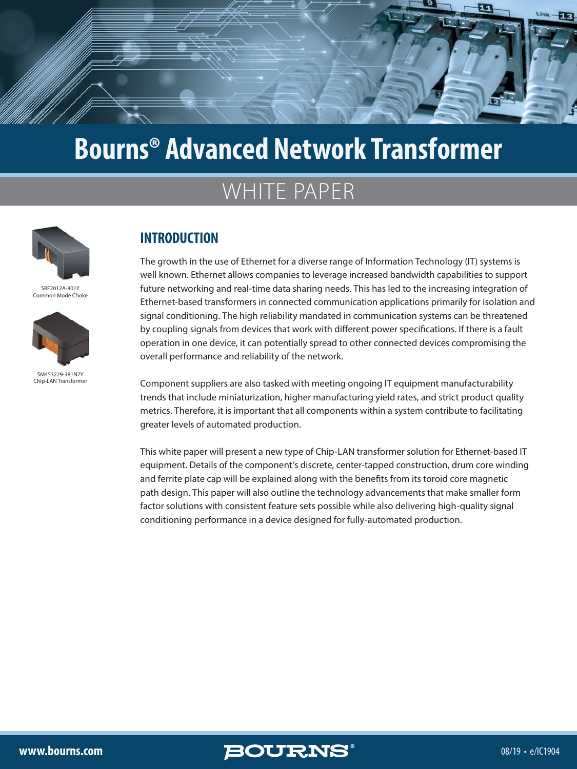# Bourns® Advanced Network Transformer

## WHITE PAPER

SRF2012A-801Y
Common Mode Choke

SM453229-381N7Y
Chip-LAN Transformer

## INTRODUCTION

The growth in the use of Ethernet for a diverse range of Information Technology (IT) systems is well known. Ethernet allows companies to leverage increased bandwidth capabilities to support future networking and real-time data sharing needs. This has led to the increasing integration of Ethernet-based transformers in connected communication applications primarily for isolation and signal conditioning. The high reliability mandated in communication systems can be threatened by coupling signals from devices that work with different power specifications. If there is a fault operation in one device, it can potentially spread to other connected devices compromising the overall performance and reliability of the network.

Component suppliers are also tasked with meeting ongoing IT equipment manufacturability trends that include miniaturization, higher manufacturing yield rates, and strict product quality metrics. Therefore, it is important that all components within a system contribute to facilitating greater levels of automated production.

This white paper will present a new type of Chip-LAN transformer solution for Ethernet-based IT equipment. Details of the component's discrete, center-tapped construction, drum core winding and ferrite plate cap will be explained along with the benefits from its toroid core magnetic path design. This paper will also outline the technology advancements that make smaller form factor solutions with consistent feature sets possible while also delivering high-quality signal conditioning performance in a device designed for fully-automated production.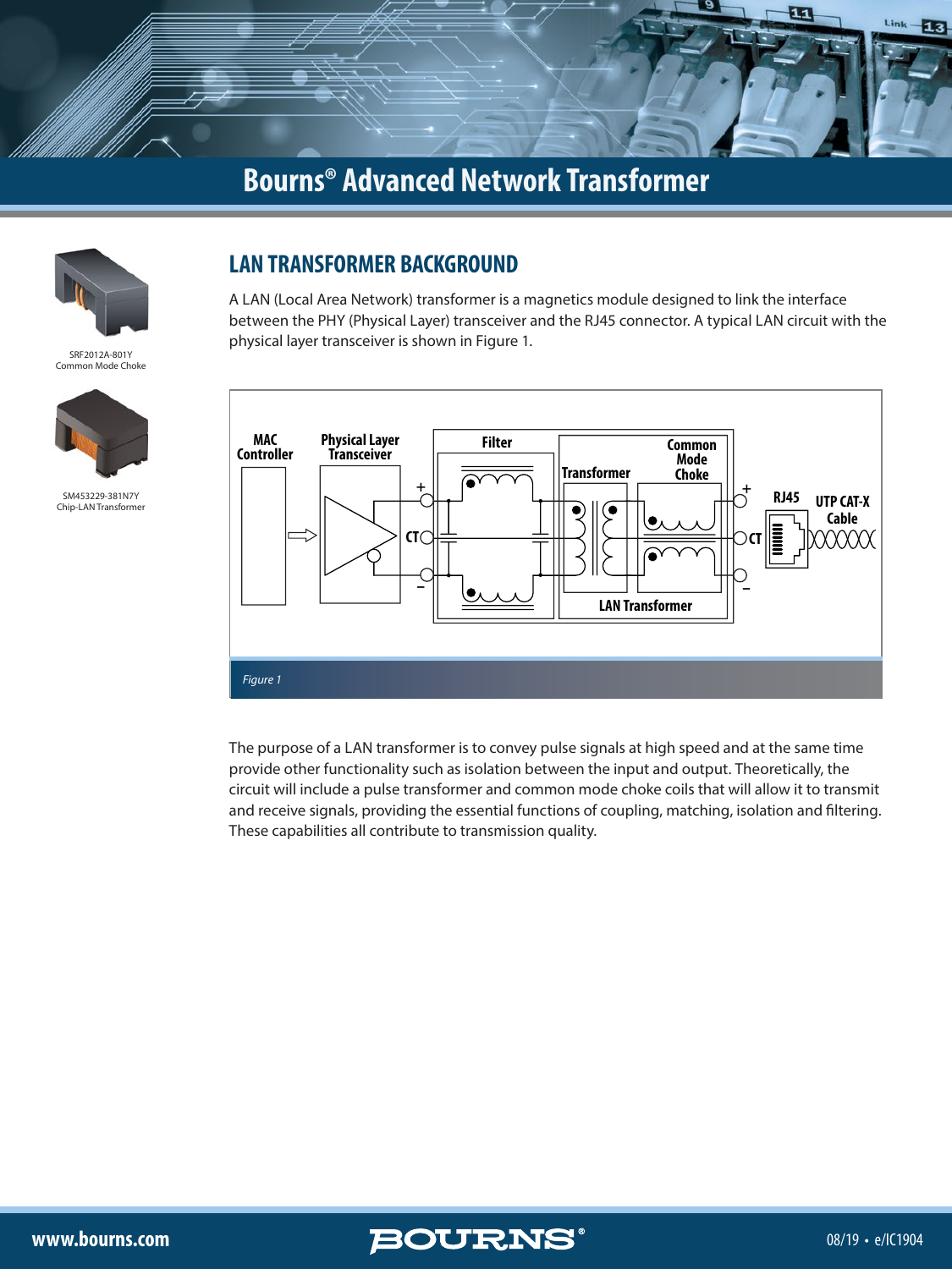# Bourns® Advanced Network Transformer

SRF2012A-801Y
Common Mode Choke

SM453229-381N7Y
Chip-LAN Transformer

## LAN TRANSFORMER BACKGROUND

A LAN (Local Area Network) transformer is a magnetics module designed to link the interface between the PHY (Physical Layer) transceiver and the RJ45 connector. A typical LAN circuit with the physical layer transceiver is shown in Figure 1.

*Figure 1*

The purpose of a LAN transformer is to convey pulse signals at high speed and at the same time provide other functionality such as isolation between the input and output. Theoretically, the circuit will include a pulse transformer and common mode choke coils that will allow it to transmit and receive signals, providing the essential functions of coupling, matching, isolation and filtering. These capabilities all contribute to transmission quality.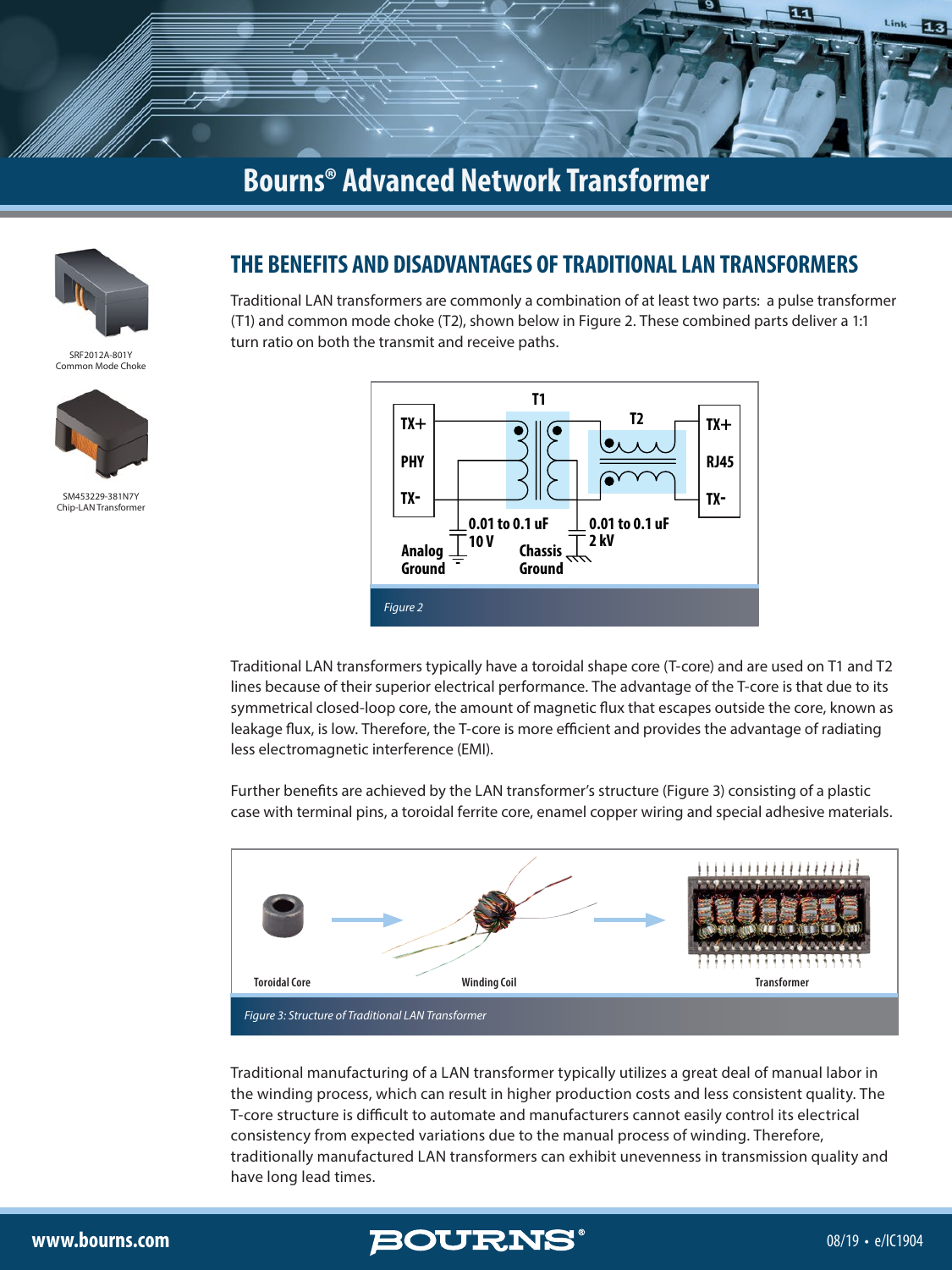# Bourns® Advanced Network Transformer

SRF2012A-801Y
Common Mode Choke

SM453229-381N7Y
Chip-LAN Transformer

## THE BENEFITS AND DISADVANTAGES OF TRADITIONAL LAN TRANSFORMERS

Traditional LAN transformers are commonly a combination of at least two parts: a pulse transformer (T1) and common mode choke (T2), shown below in Figure 2. These combined parts deliver a 1:1 turn ratio on both the transmit and receive paths.

T1, T2, TX+, PHY, TX-, TX+, RJ45, TX-, 0.01 to 0.1 uF 10 V, 0.01 to 0.1 uF 2 kV, Analog Ground, Chassis Ground

*Figure 2*

Traditional LAN transformers typically have a toroidal shape core (T-core) and are used on T1 and T2 lines because of their superior electrical performance. The advantage of the T-core is that due to its symmetrical closed-loop core, the amount of magnetic flux that escapes outside the core, known as leakage flux, is low. Therefore, the T-core is more efficient and provides the advantage of radiating less electromagnetic interference (EMI).

Further benefits are achieved by the LAN transformer's structure (Figure 3) consisting of a plastic case with terminal pins, a toroidal ferrite core, enamel copper wiring and special adhesive materials.

Toroidal Core, Winding Coil, Transformer

*Figure 3: Structure of Traditional LAN Transformer*

Traditional manufacturing of a LAN transformer typically utilizes a great deal of manual labor in the winding process, which can result in higher production costs and less consistent quality. The T-core structure is difficult to automate and manufacturers cannot easily control its electrical consistency from expected variations due to the manual process of winding. Therefore, traditionally manufactured LAN transformers can exhibit unevenness in transmission quality and have long lead times.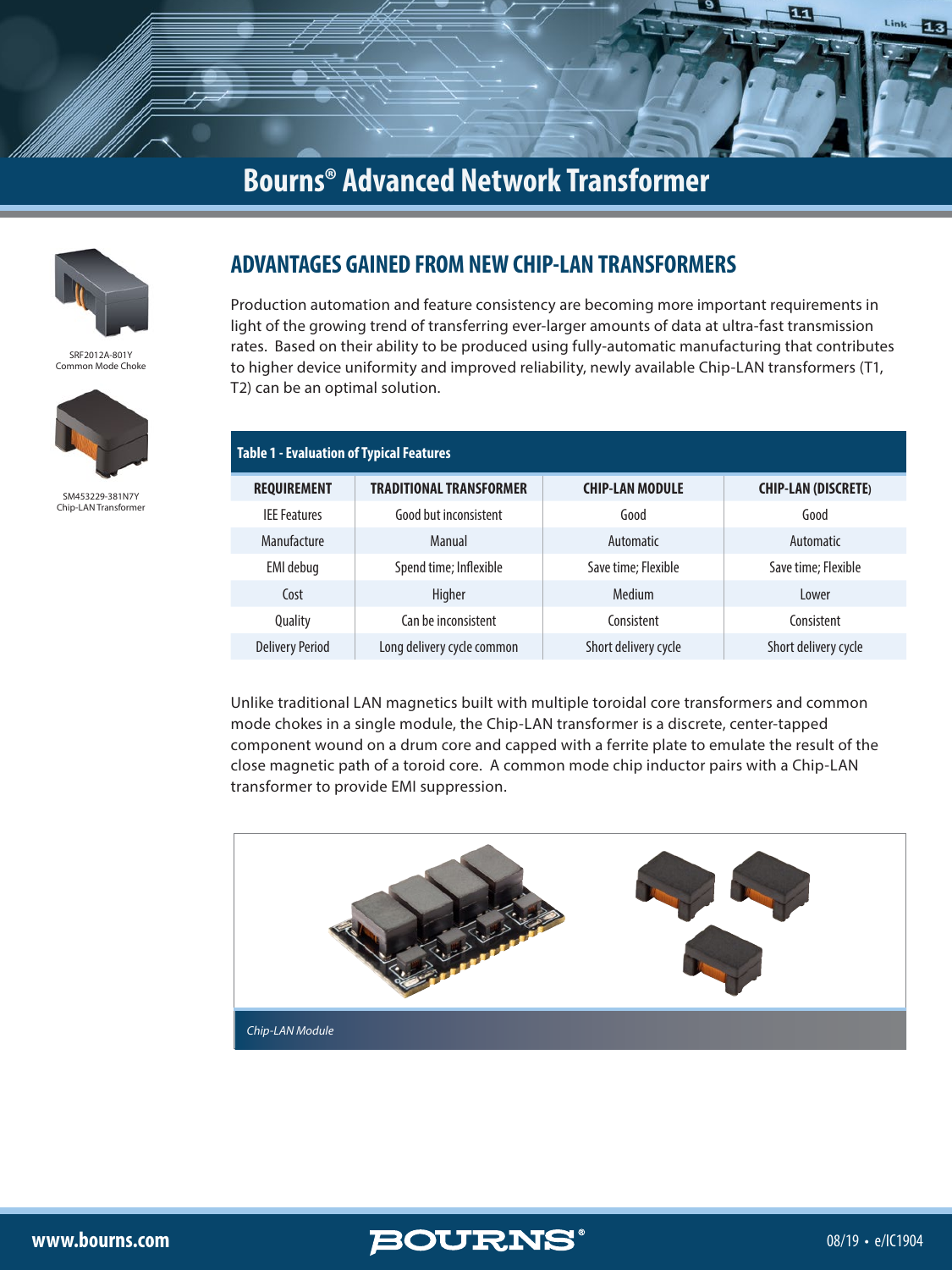# Bourns® Advanced Network Transformer

SRF2012A-801Y
Common Mode Choke

SM453229-381N7Y
Chip-LAN Transformer

## ADVANTAGES GAINED FROM NEW CHIP-LAN TRANSFORMERS

Production automation and feature consistency are becoming more important requirements in light of the growing trend of transferring ever-larger amounts of data at ultra-fast transmission rates. Based on their ability to be produced using fully-automatic manufacturing that contributes to higher device uniformity and improved reliability, newly available Chip-LAN transformers (T1, T2) can be an optimal solution.

**Table 1 - Evaluation of Typical Features**

| REQUIREMENT | TRADITIONAL TRANSFORMER | CHIP-LAN MODULE | CHIP-LAN (DISCRETE) |
|---|---|---|---|
| IEE Features | Good but inconsistent | Good | Good |
| Manufacture | Manual | Automatic | Automatic |
| EMI debug | Spend time; Inflexible | Save time; Flexible | Save time; Flexible |
| Cost | Higher | Medium | Lower |
| Quality | Can be inconsistent | Consistent | Consistent |
| Delivery Period | Long delivery cycle common | Short delivery cycle | Short delivery cycle |

Unlike traditional LAN magnetics built with multiple toroidal core transformers and common mode chokes in a single module, the Chip-LAN transformer is a discrete, center-tapped component wound on a drum core and capped with a ferrite plate to emulate the result of the close magnetic path of a toroid core. A common mode chip inductor pairs with a Chip-LAN transformer to provide EMI suppression.

*Chip-LAN Module*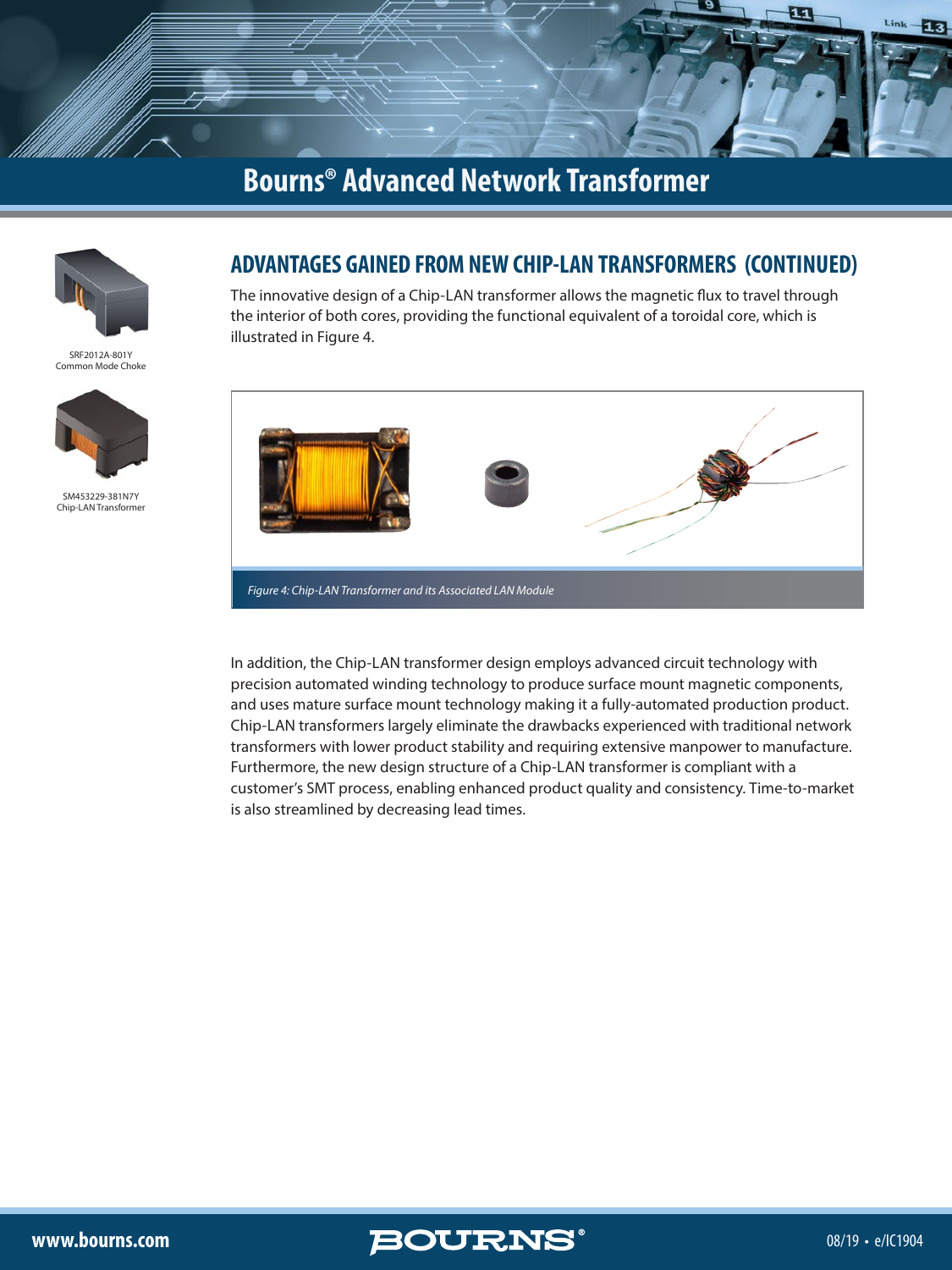## ADVANTAGES GAINED FROM NEW CHIP-LAN TRANSFORMERS (CONTINUED)

The innovative design of a Chip-LAN transformer allows the magnetic flux to travel through the interior of both cores, providing the functional equivalent of a toroidal core, which is illustrated in Figure 4.

SRF2012A-801Y
Common Mode Choke

SM453229-381N7Y
Chip-LAN Transformer

*Figure 4: Chip-LAN Transformer and its Associated LAN Module*

In addition, the Chip-LAN transformer design employs advanced circuit technology with precision automated winding technology to produce surface mount magnetic components, and uses mature surface mount technology making it a fully-automated production product. Chip-LAN transformers largely eliminate the drawbacks experienced with traditional network transformers with lower product stability and requiring extensive manpower to manufacture. Furthermore, the new design structure of a Chip-LAN transformer is compliant with a customer's SMT process, enabling enhanced product quality and consistency. Time-to-market is also streamlined by decreasing lead times.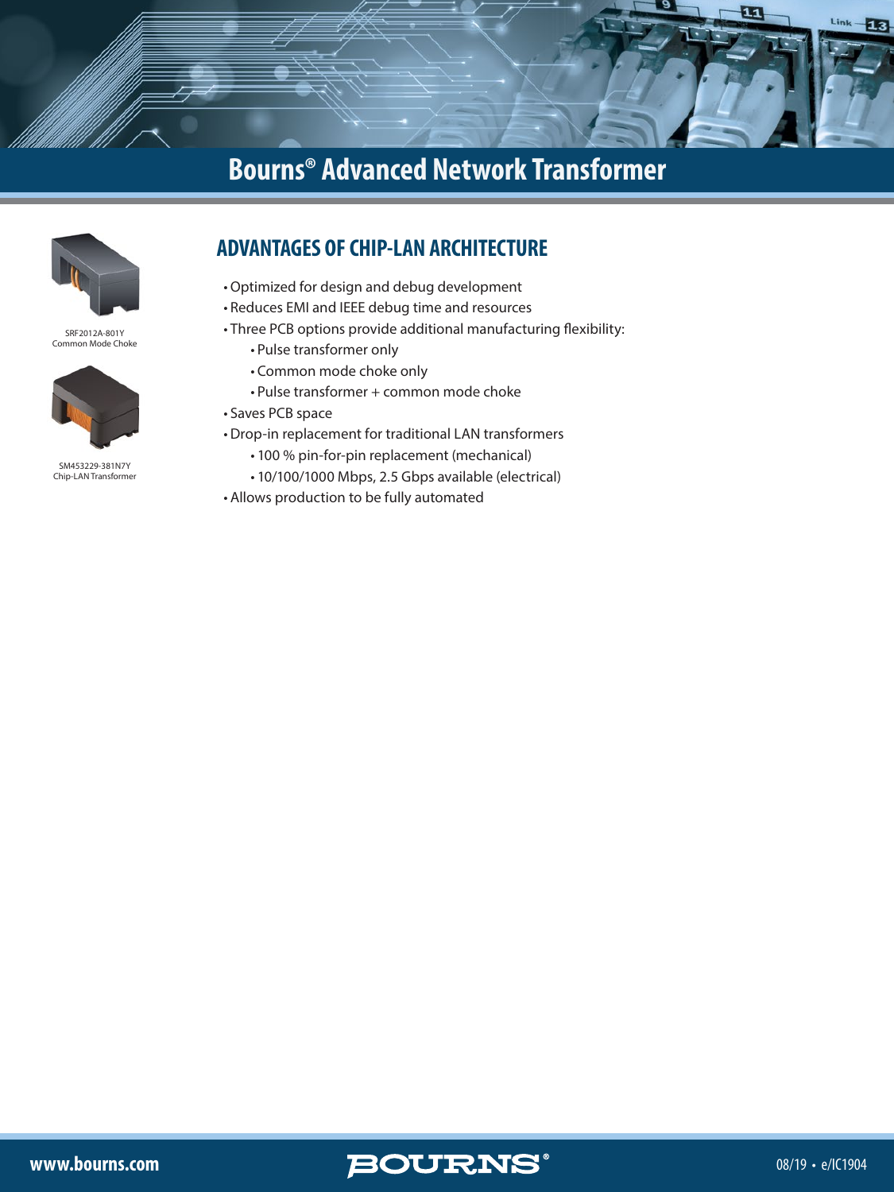# Bourns® Advanced Network Transformer

SRF2012A-801Y
Common Mode Choke

SM453229-381N7Y
Chip-LAN Transformer

## ADVANTAGES OF CHIP-LAN ARCHITECTURE

- Optimized for design and debug development
- Reduces EMI and IEEE debug time and resources
- Three PCB options provide additional manufacturing flexibility:
  - Pulse transformer only
  - Common mode choke only
  - Pulse transformer + common mode choke
- Saves PCB space
- Drop-in replacement for traditional LAN transformers
  - 100 % pin-for-pin replacement (mechanical)
  - 10/100/1000 Mbps, 2.5 Gbps available (electrical)
- Allows production to be fully automated

www.bourns.com

BOURNS®

08/19 • e/IC1904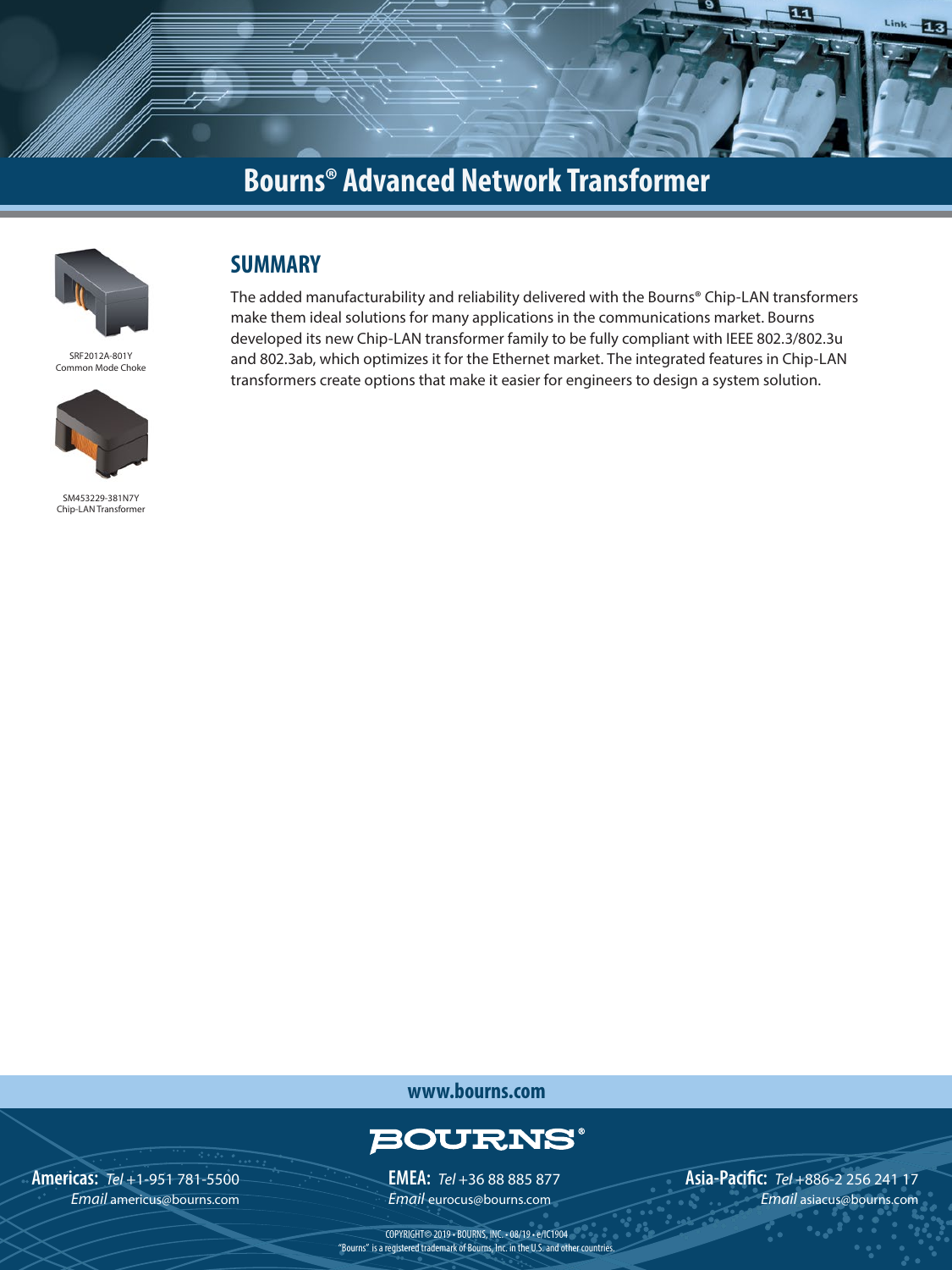# Bourns® Advanced Network Transformer

SRF2012A-801Y
Common Mode Choke

SM453229-381N7Y
Chip-LAN Transformer

## SUMMARY

The added manufacturability and reliability delivered with the Bourns® Chip-LAN transformers make them ideal solutions for many applications in the communications market. Bourns developed its new Chip-LAN transformer family to be fully compliant with IEEE 802.3/802.3u and 802.3ab, which optimizes it for the Ethernet market. The integrated features in Chip-LAN transformers create options that make it easier for engineers to design a system solution.

**www.bourns.com**

**Americas:** *Tel* +1-951 781-5500
*Email* americus@bourns.com

**EMEA:** *Tel* +36 88 885 877
*Email* eurocus@bourns.com

**Asia-Pacific:** *Tel* +886-2 256 241 17
*Email* asiacus@bourns.com

COPYRIGHT© 2019 • BOURNS, INC. • 08/19 • e/IC1904
"Bourns" is a registered trademark of Bourns, Inc. in the U.S. and other countries.